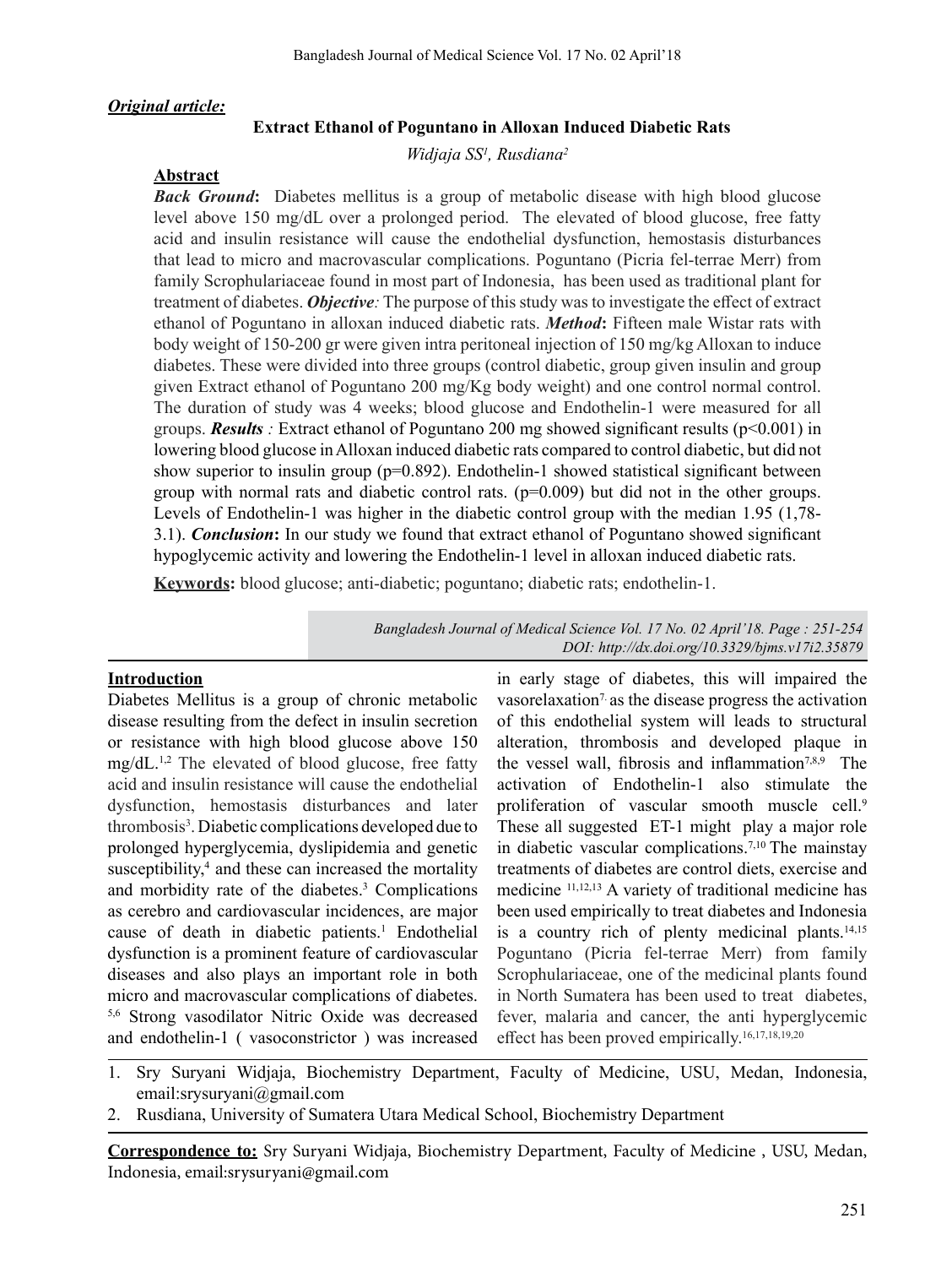*Original article:*

# Extract Ethanol of Poguntano in Alloxan Induced Diabetic Rats

*Widjaja SS[1], Rusdiana[2]*

## Abstract

***Back Ground*****:** Diabetes mellitus is a group of metabolic disease with high blood glucose level above 150 mg/dL over a prolonged period. The elevated of blood glucose, free fatty acid and insulin resistance will cause the endothelial dysfunction, hemostasis disturbances that lead to micro and macrovascular complications. Poguntano (Picria fel-terrae Merr) from family Scrophulariaceae found in most part of Indonesia, has been used as traditional plant for treatment of diabetes. ***Objective****:* The purpose of this study was to investigate the effect of extract ethanol of Poguntano in alloxan induced diabetic rats. ***Method*****:** Fifteen male Wistar rats with body weight of 150-200 gr were given intra peritoneal injection of 150 mg/kg Alloxan to induce diabetes. These were divided into three groups (control diabetic, group given insulin and group given Extract ethanol of Poguntano 200 mg/Kg body weight) and one control normal control. The duration of study was 4 weeks; blood glucose and Endothelin-1 were measured for all groups. ***Results*** *:* Extract ethanol of Poguntano 200 mg showed significant results ($p<0.001$) in lowering blood glucose in Alloxan induced diabetic rats compared to control diabetic, but did not show superior to insulin group ($p=0.892$). Endothelin-1 showed statistical significant between group with normal rats and diabetic control rats. ($p=0.009$) but did not in the other groups. Levels of Endothelin-1 was higher in the diabetic control group with the median 1.95 (1,78-3.1). ***Conclusion*****:** In our study we found that extract ethanol of Poguntano showed significant hypoglycemic activity and lowering the Endothelin-1 level in alloxan induced diabetic rats.

**Keywords:** blood glucose; anti-diabetic; poguntano; diabetic rats; endothelin-1.

*Bangladesh Journal of Medical Science Vol. 17 No. 02 April'18. Page : 251-254*
*DOI: http://dx.doi.org/10.3329/bjms.v17i2.35879*

## Introduction

Diabetes Mellitus is a group of chronic metabolic disease resulting from the defect in insulin secretion or resistance with high blood glucose above 150 mg/dL.[1,2] The elevated of blood glucose, free fatty acid and insulin resistance will cause the endothelial dysfunction, hemostasis disturbances and later thrombosis[3]. Diabetic complications developed due to prolonged hyperglycemia, dyslipidemia and genetic susceptibility,[4] and these can increased the mortality and morbidity rate of the diabetes.[3] Complications as cerebro and cardiovascular incidences, are major cause of death in diabetic patients.[1] Endothelial dysfunction is a prominent feature of cardiovascular diseases and also plays an important role in both micro and macrovascular complications of diabetes.[5,6] Strong vasodilator Nitric Oxide was decreased and endothelin-1 ( vasoconstrictor ) was increased in early stage of diabetes, this will impaired the vasorelaxation[7,] as the disease progress the activation of this endothelial system will leads to structural alteration, thrombosis and developed plaque in the vessel wall, fibrosis and inflammation[7,8,9] The activation of Endothelin-1 also stimulate the proliferation of vascular smooth muscle cell.[9] These all suggested ET-1 might play a major role in diabetic vascular complications.[7,10] The mainstay treatments of diabetes are control diets, exercise and medicine [11,12,13] A variety of traditional medicine has been used empirically to treat diabetes and Indonesia is a country rich of plenty medicinal plants.[14,15] Poguntano (Picria fel-terrae Merr) from family Scrophulariaceae, one of the medicinal plants found in North Sumatera has been used to treat diabetes, fever, malaria and cancer, the anti hyperglycemic effect has been proved empirically.[16,17,18,19,20]

1. Sry Suryani Widjaja, Biochemistry Department, Faculty of Medicine, USU, Medan, Indonesia, email:srysuryani@gmail.com
2. Rusdiana, University of Sumatera Utara Medical School, Biochemistry Department

**Correspondence to:** Sry Suryani Widjaja, Biochemistry Department, Faculty of Medicine , USU, Medan, Indonesia, email:srysuryani@gmail.com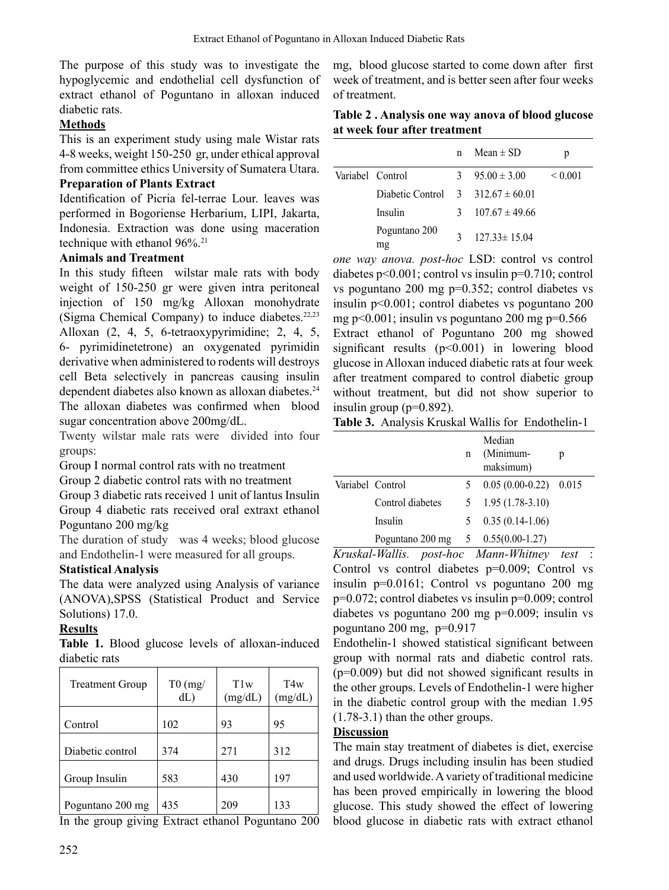The purpose of this study was to investigate the hypoglycemic and endothelial cell dysfunction of extract ethanol of Poguntano in alloxan induced diabetic rats.

## Methods

This is an experiment study using male Wistar rats 4-8 weeks, weight 150-250 gr, under ethical approval from committee ethics University of Sumatera Utara.

### Preparation of Plants Extract

Identification of Picria fel-terrae Lour. leaves was performed in Bogoriense Herbarium, LIPI, Jakarta, Indonesia. Extraction was done using maceration technique with ethanol 96%.[21]

### Animals and Treatment

In this study fifteen wilstar male rats with body weight of 150-250 gr were given intra peritoneal injection of 150 mg/kg Alloxan monohydrate (Sigma Chemical Company) to induce diabetes.[22,23] Alloxan (2, 4, 5, 6-tetraoxypyrimidine; 2, 4, 5, 6- pyrimidinetetrone) an oxygenated pyrimidin derivative when administered to rodents will destroys cell Beta selectively in pancreas causing insulin dependent diabetes also known as alloxan diabetes.[24] The alloxan diabetes was confirmed when blood sugar concentration above 200mg/dL.

Twenty wilstar male rats were divided into four groups:

Group I normal control rats with no treatment

Group 2 diabetic control rats with no treatment

Group 3 diabetic rats received 1 unit of lantus Insulin

Group 4 diabetic rats received oral extraxt ethanol Poguntano 200 mg/kg

The duration of study was 4 weeks; blood glucose and Endothelin-1 were measured for all groups.

### Statistical Analysis

The data were analyzed using Analysis of variance (ANOVA),SPSS (Statistical Product and Service Solutions) 17.0.

## Results

**Table 1.** Blood glucose levels of alloxan-induced diabetic rats

| Treatment Group | T0 (mg/dL) | T1w (mg/dL) | T4w (mg/dL) |
|---|---|---|---|
| Control | 102 | 93 | 95 |
| Diabetic control | 374 | 271 | 312 |
| Group Insulin | 583 | 430 | 197 |
| Poguntano 200 mg | 435 | 209 | 133 |

In the group giving Extract ethanol Poguntano 200 mg, blood glucose started to come down after first week of treatment, and is better seen after four weeks of treatment.

**Table 2 . Analysis one way anova of blood glucose at week four after treatment**

| | | n | Mean ± SD | p |
|---|---|---|---|---|
| Variabel | Control | 3 | 95.00 ± 3.00 | < 0.001 |
| | Diabetic Control | 3 | 312.67 ± 60.01 | |
| | Insulin | 3 | 107.67 ± 49.66 | |
| | Poguntano 200 mg | 3 | 127.33± 15.04 | |

*one way anova. post-hoc* LSD: control vs control diabetes p<0.001; control vs insulin p=0.710; control vs poguntano 200 mg p=0.352; control diabetes vs insulin p<0.001; control diabetes vs poguntano 200 mg p<0.001; insulin vs poguntano 200 mg p=0.566

Extract ethanol of Poguntano 200 mg showed significant results (p<0.001) in lowering blood glucose in Alloxan induced diabetic rats at four week after treatment compared to control diabetic group without treatment, but did not show superior to insulin group (p=0.892).

**Table 3.** Analysis Kruskal Wallis for Endothelin-1

| | | n | Median (Minimum-maksimum) | p |
|---|---|---|---|---|
| Variabel | Control | 5 | 0.05 (0.00-0.22) | 0.015 |
| | Control diabetes | 5 | 1.95 (1.78-3.10) | |
| | Insulin | 5 | 0.35 (0.14-1.06) | |
| | Poguntano 200 mg | 5 | 0.55(0.00-1.27) | |

*Kruskal-Wallis. post-hoc Mann-Whitney test* : Control vs control diabetes p=0.009; Control vs insulin p=0.0161; Control vs poguntano 200 mg p=0.072; control diabetes vs insulin p=0.009; control diabetes vs poguntano 200 mg p=0.009; insulin vs poguntano 200 mg, p=0.917

Endothelin-1 showed statistical significant between group with normal rats and diabetic control rats. (p=0.009) but did not showed significant results in the other groups. Levels of Endothelin-1 were higher in the diabetic control group with the median 1.95 (1.78-3.1) than the other groups.

## Discussion

The main stay treatment of diabetes is diet, exercise and drugs. Drugs including insulin has been studied and used worldwide. A variety of traditional medicine has been proved empirically in lowering the blood glucose. This study showed the effect of lowering blood glucose in diabetic rats with extract ethanol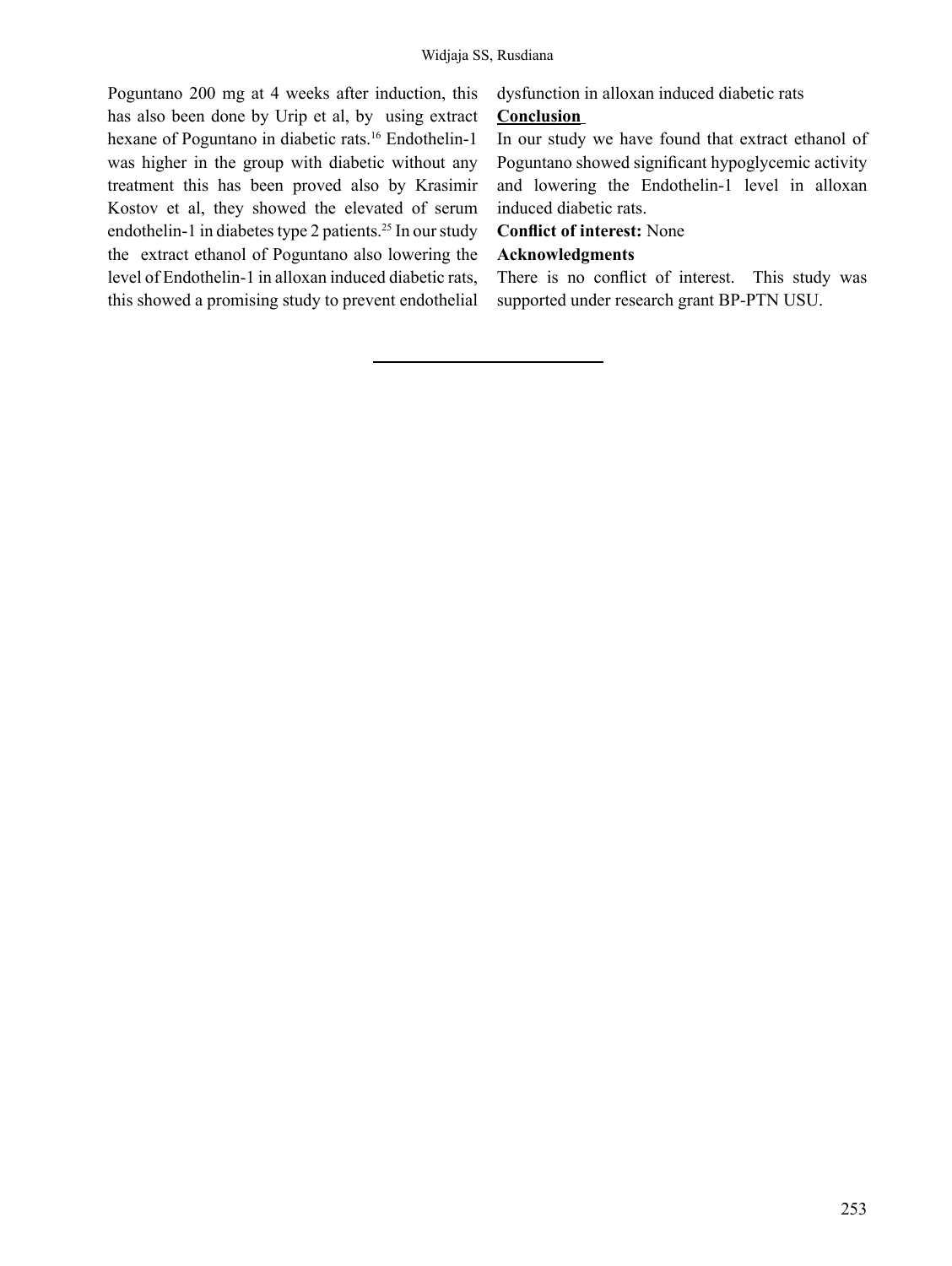Poguntano 200 mg at 4 weeks after induction, this has also been done by Urip et al, by using extract hexane of Poguntano in diabetic rats.[16] Endothelin-1 was higher in the group with diabetic without any treatment this has been proved also by Krasimir Kostov et al, they showed the elevated of serum endothelin-1 in diabetes type 2 patients.[25] In our study the extract ethanol of Poguntano also lowering the level of Endothelin-1 in alloxan induced diabetic rats, this showed a promising study to prevent endothelial dysfunction in alloxan induced diabetic rats

## Conclusion

In our study we have found that extract ethanol of Poguntano showed significant hypoglycemic activity and lowering the Endothelin-1 level in alloxan induced diabetic rats.

**Conflict of interest:** None

**Acknowledgments**

There is no conflict of interest. This study was supported under research grant BP-PTN USU.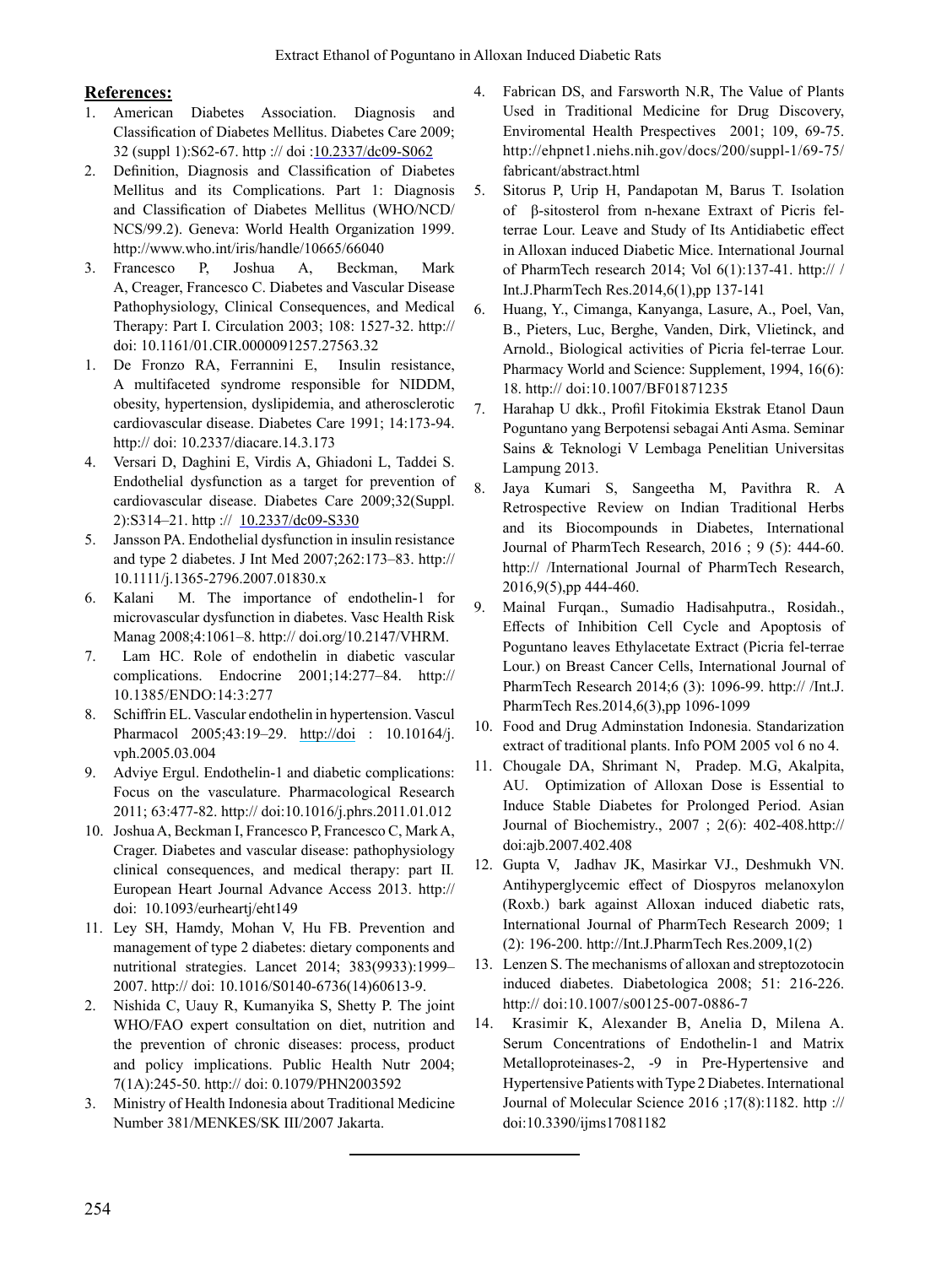## References:

1. American Diabetes Association. Diagnosis and Classification of Diabetes Mellitus. Diabetes Care 2009; 32 (suppl 1):S62-67. http :// doi :10.2337/dc09-S062
2. Definition, Diagnosis and Classification of Diabetes Mellitus and its Complications. Part 1: Diagnosis and Classification of Diabetes Mellitus (WHO/NCD/NCS/99.2). Geneva: World Health Organization 1999. http://www.who.int/iris/handle/10665/66040
3. Francesco P, Joshua A, Beckman, Mark A, Creager, Francesco C. Diabetes and Vascular Disease Pathophysiology, Clinical Consequences, and Medical Therapy: Part I. Circulation 2003; 108: 1527-32. http:// doi: 10.1161/01.CIR.0000091257.27563.32
1. De Fronzo RA, Ferrannini E, Insulin resistance, A multifaceted syndrome responsible for NIDDM, obesity, hypertension, dyslipidemia, and atherosclerotic cardiovascular disease. Diabetes Care 1991; 14:173-94. http:// doi: 10.2337/diacare.14.3.173
4. Versari D, Daghini E, Virdis A, Ghiadoni L, Taddei S. Endothelial dysfunction as a target for prevention of cardiovascular disease. Diabetes Care 2009;32(Suppl. 2):S314–21. http :// 10.2337/dc09-S330
5. Jansson PA. Endothelial dysfunction in insulin resistance and type 2 diabetes. J Int Med 2007;262:173–83. http:// 10.1111/j.1365-2796.2007.01830.x
6. Kalani M. The importance of endothelin-1 for microvascular dysfunction in diabetes. Vasc Health Risk Manag 2008;4:1061–8. http:// doi.org/10.2147/VHRM.
7. Lam HC. Role of endothelin in diabetic vascular complications. Endocrine 2001;14:277–84. http:// 10.1385/ENDO:14:3:277
8. Schiffrin EL. Vascular endothelin in hypertension. Vascul Pharmacol 2005;43:19–29. http://doi : 10.10164/j.vph.2005.03.004
9. Adviye Ergul. Endothelin-1 and diabetic complications: Focus on the vasculature. Pharmacological Research 2011; 63:477-82. http:// doi:10.1016/j.phrs.2011.01.012
10. Joshua A, Beckman I, Francesco P, Francesco C, Mark A, Crager. Diabetes and vascular disease: pathophysiology clinical consequences, and medical therapy: part II. European Heart Journal Advance Access 2013. http:// doi: 10.1093/eurheartj/eht149
11. Ley SH, Hamdy, Mohan V, Hu FB. Prevention and management of type 2 diabetes: dietary components and nutritional strategies. Lancet 2014; 383(9933):1999–2007. http:// doi: 10.1016/S0140-6736(14)60613-9.
2. Nishida C, Uauy R, Kumanyika S, Shetty P. The joint WHO/FAO expert consultation on diet, nutrition and the prevention of chronic diseases: process, product and policy implications. Public Health Nutr 2004; 7(1A):245-50. http:// doi: 0.1079/PHN2003592
3. Ministry of Health Indonesia about Traditional Medicine Number 381/MENKES/SK III/2007 Jakarta.
4. Fabrican DS, and Farsworth N.R, The Value of Plants Used in Traditional Medicine for Drug Discovery, Enviromental Health Prespectives 2001; 109, 69-75. http://ehpnet1.niehs.nih.gov/docs/200/suppl-1/69-75/fabricant/abstract.html
5. Sitorus P, Urip H, Pandapotan M, Barus T. Isolation of β-sitosterol from n-hexane Extraxt of Picris fel-terrae Lour. Leave and Study of Its Antidiabetic effect in Alloxan induced Diabetic Mice. International Journal of PharmTech research 2014; Vol 6(1):137-41. http:// / Int.J.PharmTech Res.2014,6(1),pp 137-141
6. Huang, Y., Cimanga, Kanyanga, Lasure, A., Poel, Van, B., Pieters, Luc, Berghe, Vanden, Dirk, Vlietinck, and Arnold., Biological activities of Picria fel-terrae Lour. Pharmacy World and Science: Supplement, 1994, 16(6): 18. http:// doi:10.1007/BF01871235
7. Harahap U dkk., Profil Fitokimia Ekstrak Etanol Daun Poguntano yang Berpotensi sebagai Anti Asma. Seminar Sains & Teknologi V Lembaga Penelitian Universitas Lampung 2013.
8. Jaya Kumari S, Sangeetha M, Pavithra R. A Retrospective Review on Indian Traditional Herbs and its Biocompounds in Diabetes, International Journal of PharmTech Research, 2016 ; 9 (5): 444-60. http:// /International Journal of PharmTech Research, 2016,9(5),pp 444-460.
9. Mainal Furqan., Sumadio Hadisahputra., Rosidah., Effects of Inhibition Cell Cycle and Apoptosis of Poguntano leaves Ethylacetate Extract (Picria fel-terrae Lour.) on Breast Cancer Cells, International Journal of PharmTech Research 2014;6 (3): 1096-99. http:// /Int.J. PharmTech Res.2014,6(3),pp 1096-1099
10. Food and Drug Adminstation Indonesia. Standarization extract of traditional plants. Info POM 2005 vol 6 no 4.
11. Chougale DA, Shrimant N, Pradep. M.G, Akalpita, AU. Optimization of Alloxan Dose is Essential to Induce Stable Diabetes for Prolonged Period. Asian Journal of Biochemistry., 2007 ; 2(6): 402-408.http:// doi:ajb.2007.402.408
12. Gupta V, Jadhav JK, Masirkar VJ., Deshmukh VN. Antihyperglycemic effect of Diospyros melanoxylon (Roxb.) bark against Alloxan induced diabetic rats, International Journal of PharmTech Research 2009; 1 (2): 196-200. http://Int.J.PharmTech Res.2009,1(2)
13. Lenzen S. The mechanisms of alloxan and streptozotocin induced diabetes. Diabetologica 2008; 51: 216-226. http:// doi:10.1007/s00125-007-0886-7
14. Krasimir K, Alexander B, Anelia D, Milena A. Serum Concentrations of Endothelin-1 and Matrix Metalloproteinases-2, -9 in Pre-Hypertensive and Hypertensive Patients with Type 2 Diabetes. International Journal of Molecular Science 2016 ;17(8):1182. http :// doi:10.3390/ijms17081182